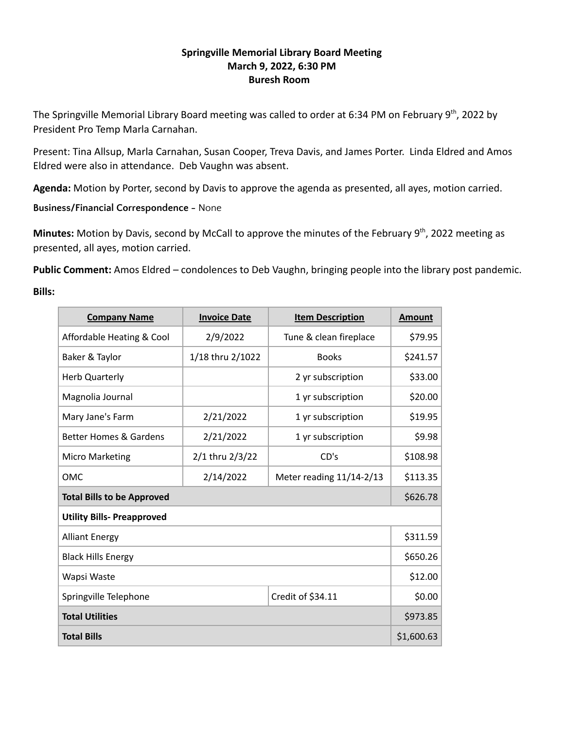# Springville Memorial Library Board Meeting
## March 9, 2022, 6:30 PM
## Buresh Room

The Springville Memorial Library Board meeting was called to order at 6:34 PM on February 9th, 2022 by President Pro Temp Marla Carnahan.

Present: Tina Allsup, Marla Carnahan, Susan Cooper, Treva Davis, and James Porter. Linda Eldred and Amos Eldred were also in attendance. Deb Vaughn was absent.

**Agenda:** Motion by Porter, second by Davis to approve the agenda as presented, all ayes, motion carried.

**Business/Financial Correspondence** - None

**Minutes:** Motion by Davis, second by McCall to approve the minutes of the February 9th, 2022 meeting as presented, all ayes, motion carried.

**Public Comment:** Amos Eldred – condolences to Deb Vaughn, bringing people into the library post pandemic.

**Bills:**

| Company Name | Invoice Date | Item Description | Amount |
|---|---|---|---|
| Affordable Heating & Cool | 2/9/2022 | Tune & clean fireplace | $79.95 |
| Baker & Taylor | 1/18 thru 2/1022 | Books | $241.57 |
| Herb Quarterly | | 2 yr subscription | $33.00 |
| Magnolia Journal | | 1 yr subscription | $20.00 |
| Mary Jane's Farm | 2/21/2022 | 1 yr subscription | $19.95 |
| Better Homes & Gardens | 2/21/2022 | 1 yr subscription | $9.98 |
| Micro Marketing | 2/1 thru 2/3/22 | CD's | $108.98 |
| OMC | 2/14/2022 | Meter reading 11/14-2/13 | $113.35 |
| **Total Bills to be Approved** | | | $626.78 |
| **Utility Bills- Preapproved** | | | |
| Alliant Energy | | | $311.59 |
| Black Hills Energy | | | $650.26 |
| Wapsi Waste | | | $12.00 |
| Springville Telephone | | Credit of $34.11 | $0.00 |
| **Total Utilities** | | | $973.85 |
| **Total Bills** | | | $1,600.63 |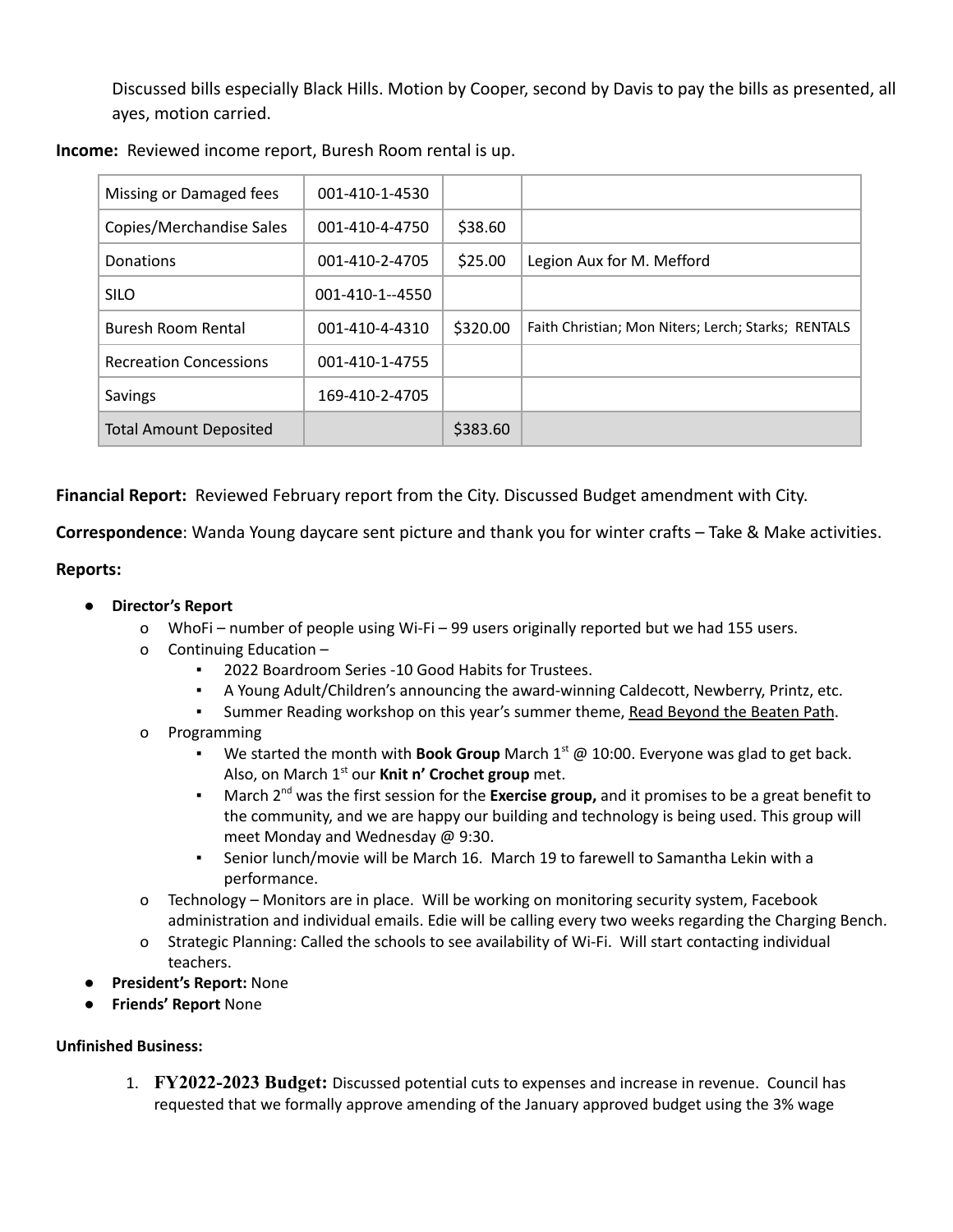Discussed bills especially Black Hills. Motion by Cooper, second by Davis to pay the bills as presented, all ayes, motion carried.

**Income:** Reviewed income report, Buresh Room rental is up.

| | | | |
|---|---|---|---|
| Missing or Damaged fees | 001-410-1-4530 | | |
| Copies/Merchandise Sales | 001-410-4-4750 | $38.60 | |
| Donations | 001-410-2-4705 | $25.00 | Legion Aux for M. Mefford |
| SILO | 001-410-1--4550 | | |
| Buresh Room Rental | 001-410-4-4310 | $320.00 | Faith Christian; Mon Niters; Lerch; Starks; RENTALS |
| Recreation Concessions | 001-410-1-4755 | | |
| Savings | 169-410-2-4705 | | |
| Total Amount Deposited | | $383.60 | |

**Financial Report:** Reviewed February report from the City. Discussed Budget amendment with City.

**Correspondence**: Wanda Young daycare sent picture and thank you for winter crafts – Take & Make activities.

**Reports:**

- **Director's Report**
  - WhoFi – number of people using Wi-Fi – 99 users originally reported but we had 155 users.
  - Continuing Education –
    - 2022 Boardroom Series -10 Good Habits for Trustees.
    - A Young Adult/Children's announcing the award-winning Caldecott, Newberry, Printz, etc.
    - Summer Reading workshop on this year's summer theme, Read Beyond the Beaten Path.
  - Programming
    - We started the month with **Book Group** March 1st @ 10:00. Everyone was glad to get back. Also, on March 1st our **Knit n' Crochet group** met.
    - March 2nd was the first session for the **Exercise group,** and it promises to be a great benefit to the community, and we are happy our building and technology is being used. This group will meet Monday and Wednesday @ 9:30.
    - Senior lunch/movie will be March 16. March 19 to farewell to Samantha Lekin with a performance.
  - Technology – Monitors are in place. Will be working on monitoring security system, Facebook administration and individual emails. Edie will be calling every two weeks regarding the Charging Bench.
  - Strategic Planning: Called the schools to see availability of Wi-Fi. Will start contacting individual teachers.
- **President's Report:** None
- **Friends' Report** None

**Unfinished Business:**

1. **FY2022-2023 Budget:** Discussed potential cuts to expenses and increase in revenue. Council has requested that we formally approve amending of the January approved budget using the 3% wage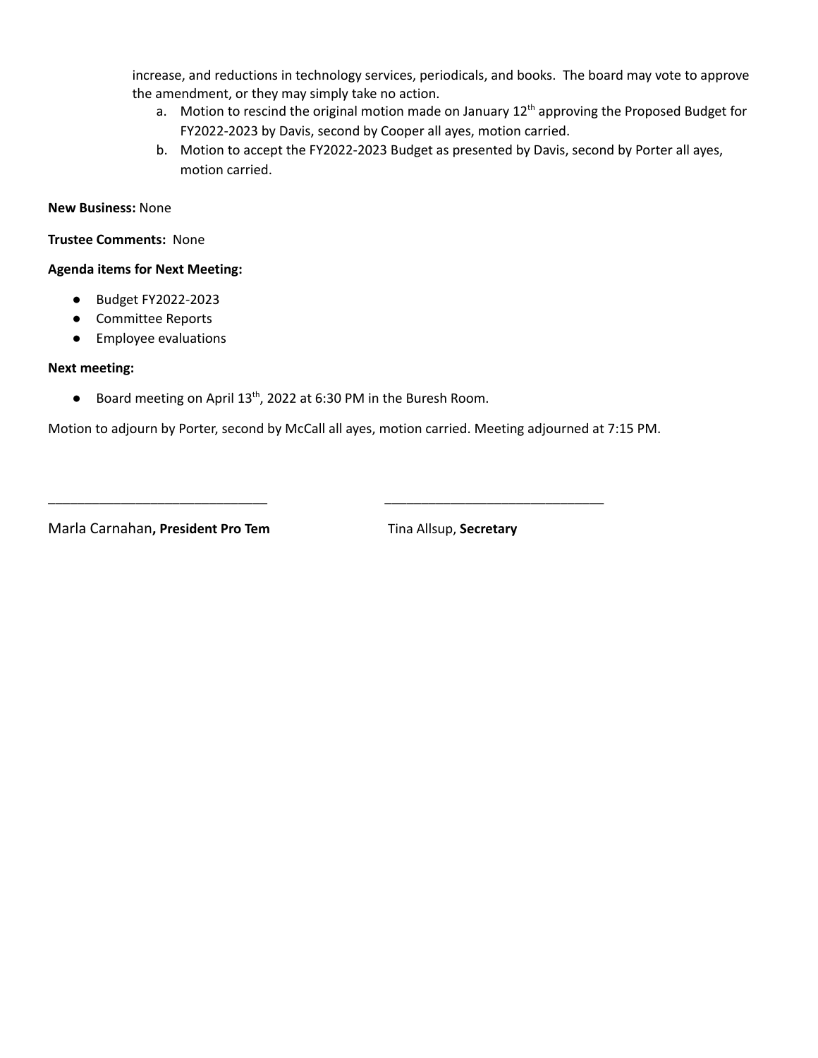increase, and reductions in technology services, periodicals, and books. The board may vote to approve the amendment, or they may simply take no action.

a. Motion to rescind the original motion made on January 12th approving the Proposed Budget for FY2022-2023 by Davis, second by Cooper all ayes, motion carried.
b. Motion to accept the FY2022-2023 Budget as presented by Davis, second by Porter all ayes, motion carried.

**New Business:** None

**Trustee Comments:** None

**Agenda items for Next Meeting:**

- Budget FY2022-2023
- Committee Reports
- Employee evaluations

**Next meeting:**

- Board meeting on April 13th, 2022 at 6:30 PM in the Buresh Room.

Motion to adjourn by Porter, second by McCall all ayes, motion carried. Meeting adjourned at 7:15 PM.

\_\_\_\_\_\_\_\_\_\_\_\_\_\_\_\_\_\_\_\_\_\_\_\_\_\_\_\_\_\_ \_\_\_\_\_\_\_\_\_\_\_\_\_\_\_\_\_\_\_\_\_\_\_\_\_\_\_\_\_\_

Marla Carnahan, **President Pro Tem** Tina Allsup, **Secretary**